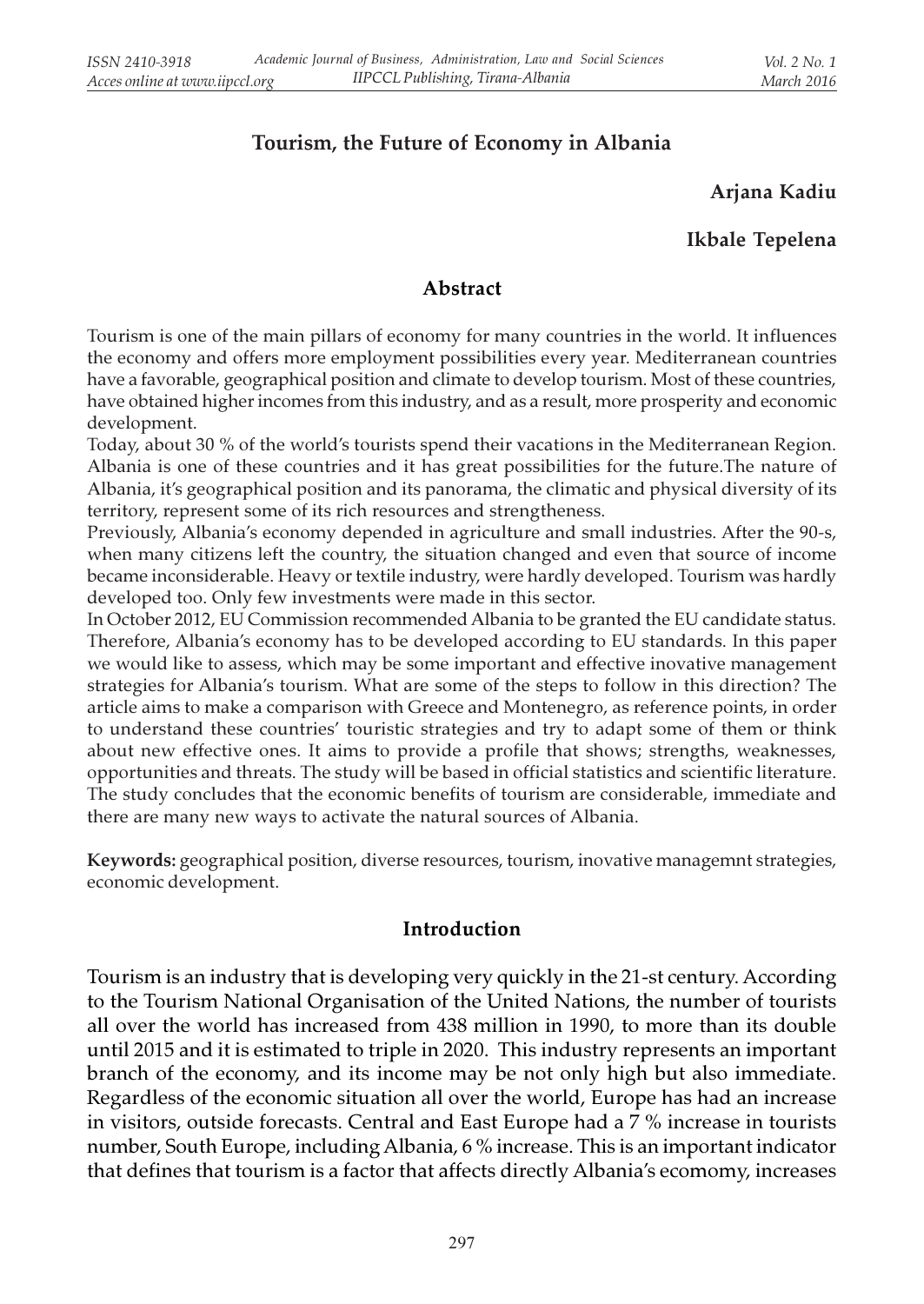# Tourism, the Future of Economy in Albania

**Arjana Kadiu**

**Ikbale Tepelena**

## Abstract

Tourism is one of the main pillars of economy for many countries in the world. It influences the economy and offers more employment possibilities every year. Mediterranean countries have a favorable, geographical position and climate to develop tourism. Most of these countries, have obtained higher incomes from this industry, and as a result, more prosperity and economic development.

Today, about 30 % of the world's tourists spend their vacations in the Mediterranean Region. Albania is one of these countries and it has great possibilities for the future.The nature of Albania, it's geographical position and its panorama, the climatic and physical diversity of its territory, represent some of its rich resources and strengtheness.

Previously, Albania's economy depended in agriculture and small industries. After the 90-s, when many citizens left the country, the situation changed and even that source of income became inconsiderable. Heavy or textile industry, were hardly developed. Tourism was hardly developed too. Only few investments were made in this sector.

In October 2012, EU Commission recommended Albania to be granted the EU candidate status. Therefore, Albania's economy has to be developed according to EU standards. In this paper we would like to assess, which may be some important and effective inovative management strategies for Albania's tourism. What are some of the steps to follow in this direction? The article aims to make a comparison with Greece and Montenegro, as reference points, in order to understand these countries' touristic strategies and try to adapt some of them or think about new effective ones. It aims to provide a profile that shows; strengths, weaknesses, opportunities and threats. The study will be based in official statistics and scientific literature. The study concludes that the economic benefits of tourism are considerable, immediate and there are many new ways to activate the natural sources of Albania.

**Keywords:** geographical position, diverse resources, tourism, inovative managemnt strategies, economic development.

## Introduction

Tourism is an industry that is developing very quickly in the 21-st century. According to the Tourism National Organisation of the United Nations, the number of tourists all over the world has increased from 438 million in 1990, to more than its double until 2015 and it is estimated to triple in 2020. This industry represents an important branch of the economy, and its income may be not only high but also immediate. Regardless of the economic situation all over the world, Europe has had an increase in visitors, outside forecasts. Central and East Europe had a 7 % increase in tourists number, South Europe, including Albania, 6 % increase. This is an important indicator that defines that tourism is a factor that affects directly Albania's ecomomy, increases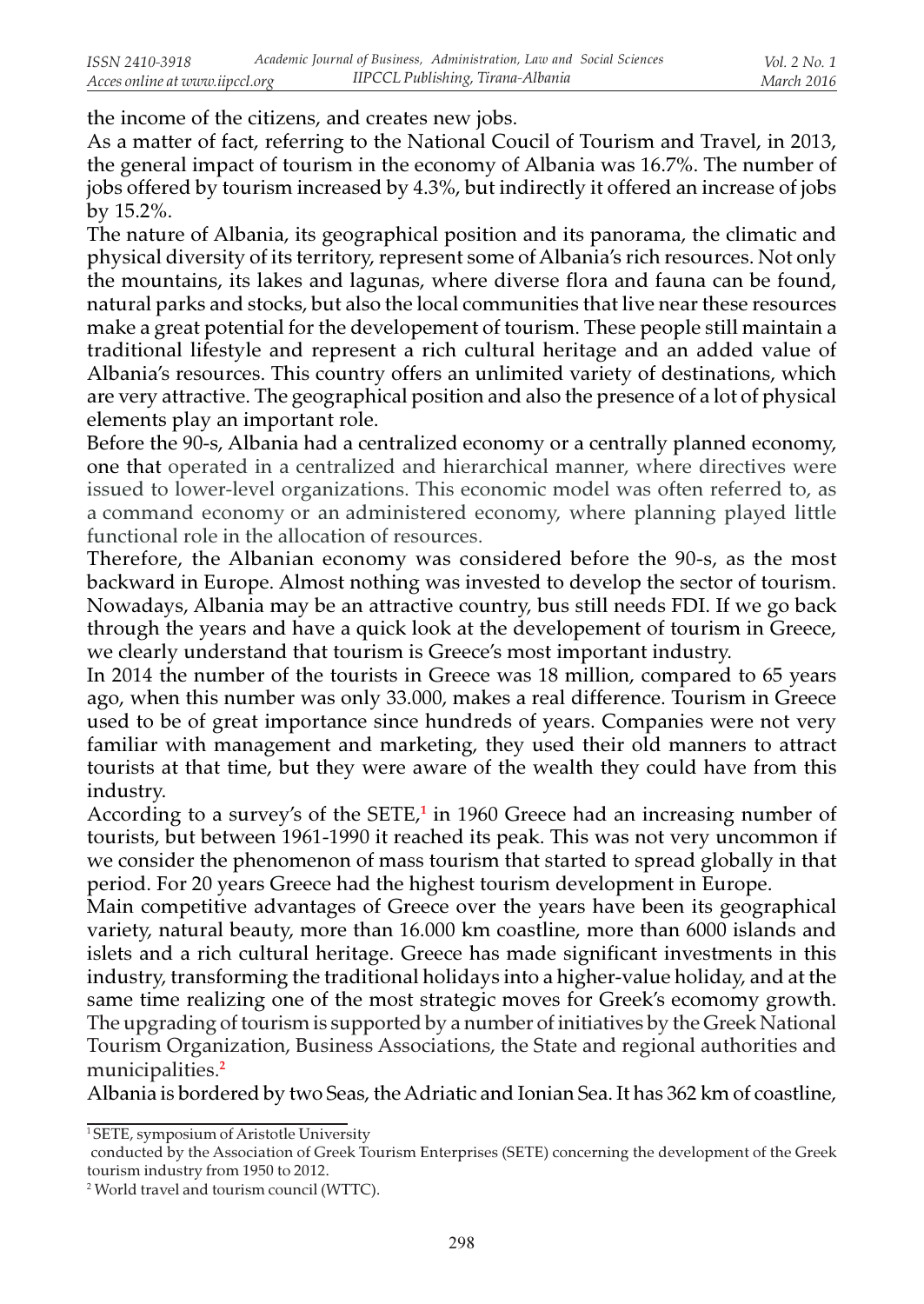the income of the citizens, and creates new jobs.

As a matter of fact, referring to the National Coucil of Tourism and Travel, in 2013, the general impact of tourism in the economy of Albania was 16.7%. The number of jobs offered by tourism increased by 4.3%, but indirectly it offered an increase of jobs by 15.2%.

The nature of Albania, its geographical position and its panorama, the climatic and physical diversity of its territory, represent some of Albania's rich resources. Not only the mountains, its lakes and lagunas, where diverse flora and fauna can be found, natural parks and stocks, but also the local communities that live near these resources make a great potential for the developement of tourism. These people still maintain a traditional lifestyle and represent a rich cultural heritage and an added value of Albania's resources. This country offers an unlimited variety of destinations, which are very attractive. The geographical position and also the presence of a lot of physical elements play an important role.

Before the 90-s, Albania had a centralized economy or a centrally planned economy, one that operated in a centralized and hierarchical manner, where directives were issued to lower-level organizations. This economic model was often referred to, as a command economy or an administered economy, where planning played little functional role in the allocation of resources.

Therefore, the Albanian economy was considered before the 90-s, as the most backward in Europe. Almost nothing was invested to develop the sector of tourism. Nowadays, Albania may be an attractive country, bus still needs FDI. If we go back through the years and have a quick look at the developement of tourism in Greece, we clearly understand that tourism is Greece's most important industry.

In 2014 the number of the tourists in Greece was 18 million, compared to 65 years ago, when this number was only 33.000, makes a real difference. Tourism in Greece used to be of great importance since hundreds of years. Companies were not very familiar with management and marketing, they used their old manners to attract tourists at that time, but they were aware of the wealth they could have from this industry.

According to a survey's of the SETE,[1] in 1960 Greece had an increasing number of tourists, but between 1961-1990 it reached its peak. This was not very uncommon if we consider the phenomenon of mass tourism that started to spread globally in that period. For 20 years Greece had the highest tourism development in Europe.

Main competitive advantages of Greece over the years have been its geographical variety, natural beauty, more than 16.000 km coastline, more than 6000 islands and islets and a rich cultural heritage. Greece has made significant investments in this industry, transforming the traditional holidays into a higher-value holiday, and at the same time realizing one of the most strategic moves for Greek's ecomomy growth. The upgrading of tourism is supported by a number of initiatives by the Greek National Tourism Organization, Business Associations, the State and regional authorities and municipalities.[2]

Albania is bordered by two Seas, the Adriatic and Ionian Sea. It has 362 km of coastline,

---

[1] SETE, symposium of Aristotle University
conducted by the Association of Greek Tourism Enterprises (SETE) concerning the development of the Greek tourism industry from 1950 to 2012.

[2] World travel and tourism council (WTTC).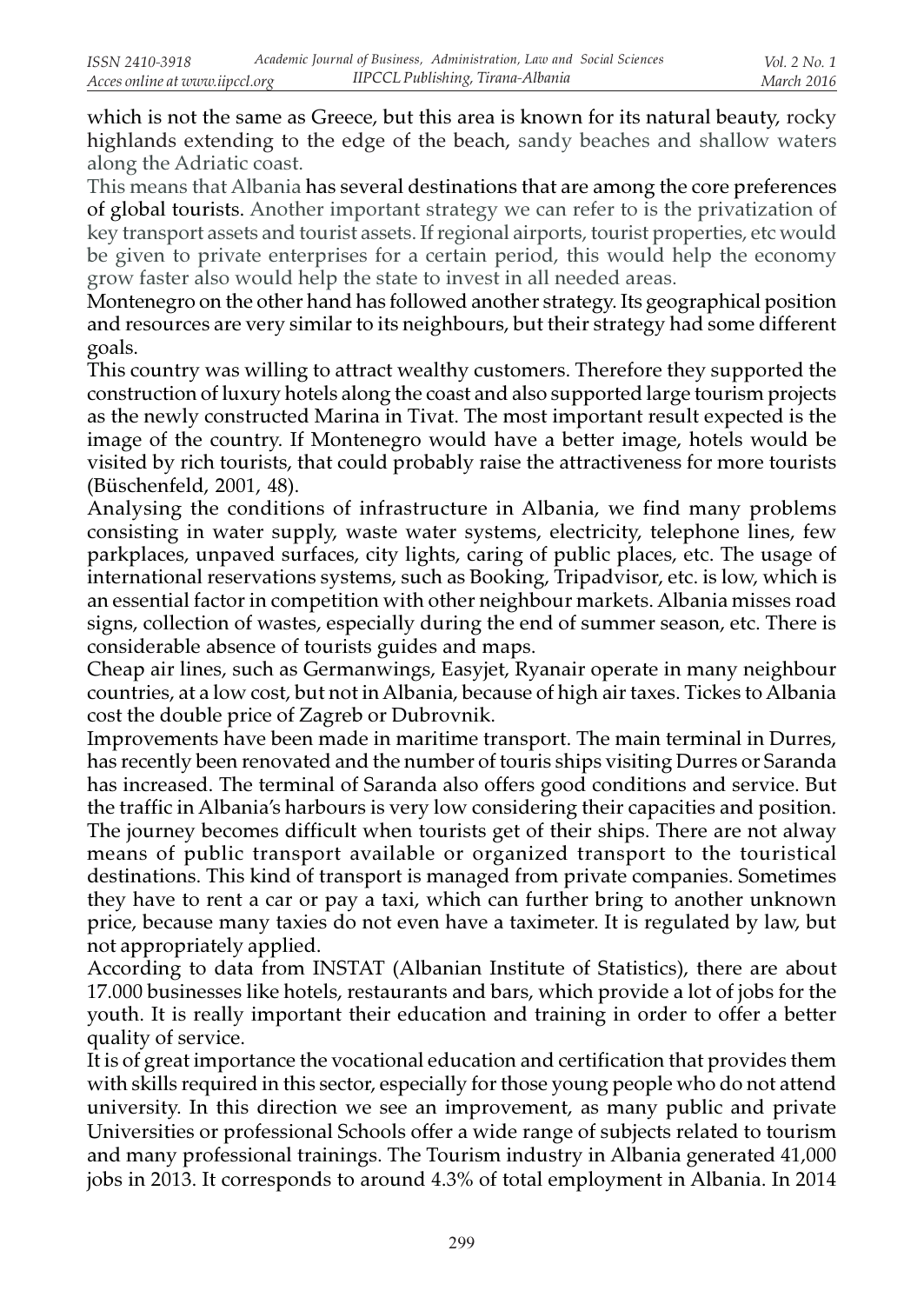which is not the same as Greece, but this area is known for its natural beauty, rocky highlands extending to the edge of the beach, sandy beaches and shallow waters along the Adriatic coast.

This means that Albania has several destinations that are among the core preferences of global tourists. Another important strategy we can refer to is the privatization of key transport assets and tourist assets. If regional airports, tourist properties, etc would be given to private enterprises for a certain period, this would help the economy grow faster also would help the state to invest in all needed areas.

Montenegro on the other hand has followed another strategy. Its geographical position and resources are very similar to its neighbours, but their strategy had some different goals.

This country was willing to attract wealthy customers. Therefore they supported the construction of luxury hotels along the coast and also supported large tourism projects as the newly constructed Marina in Tivat. The most important result expected is the image of the country. If Montenegro would have a better image, hotels would be visited by rich tourists, that could probably raise the attractiveness for more tourists (Büschenfeld, 2001, 48).

Analysing the conditions of infrastructure in Albania, we find many problems consisting in water supply, waste water systems, electricity, telephone lines, few parkplaces, unpaved surfaces, city lights, caring of public places, etc. The usage of international reservations systems, such as Booking, Tripadvisor, etc. is low, which is an essential factor in competition with other neighbour markets. Albania misses road signs, collection of wastes, especially during the end of summer season, etc. There is considerable absence of tourists guides and maps.

Cheap air lines, such as Germanwings, Easyjet, Ryanair operate in many neighbour countries, at a low cost, but not in Albania, because of high air taxes. Tickes to Albania cost the double price of Zagreb or Dubrovnik.

Improvements have been made in maritime transport. The main terminal in Durres, has recently been renovated and the number of touris ships visiting Durres or Saranda has increased. The terminal of Saranda also offers good conditions and service. But the traffic in Albania's harbours is very low considering their capacities and position. The journey becomes difficult when tourists get of their ships. There are not alway means of public transport available or organized transport to the touristical destinations. This kind of transport is managed from private companies. Sometimes they have to rent a car or pay a taxi, which can further bring to another unknown price, because many taxies do not even have a taximeter. It is regulated by law, but not appropriately applied.

According to data from INSTAT (Albanian Institute of Statistics), there are about 17.000 businesses like hotels, restaurants and bars, which provide a lot of jobs for the youth. It is really important their education and training in order to offer a better quality of service.

It is of great importance the vocational education and certification that provides them with skills required in this sector, especially for those young people who do not attend university. In this direction we see an improvement, as many public and private Universities or professional Schools offer a wide range of subjects related to tourism and many professional trainings. The Tourism industry in Albania generated 41,000 jobs in 2013. It corresponds to around 4.3% of total employment in Albania. In 2014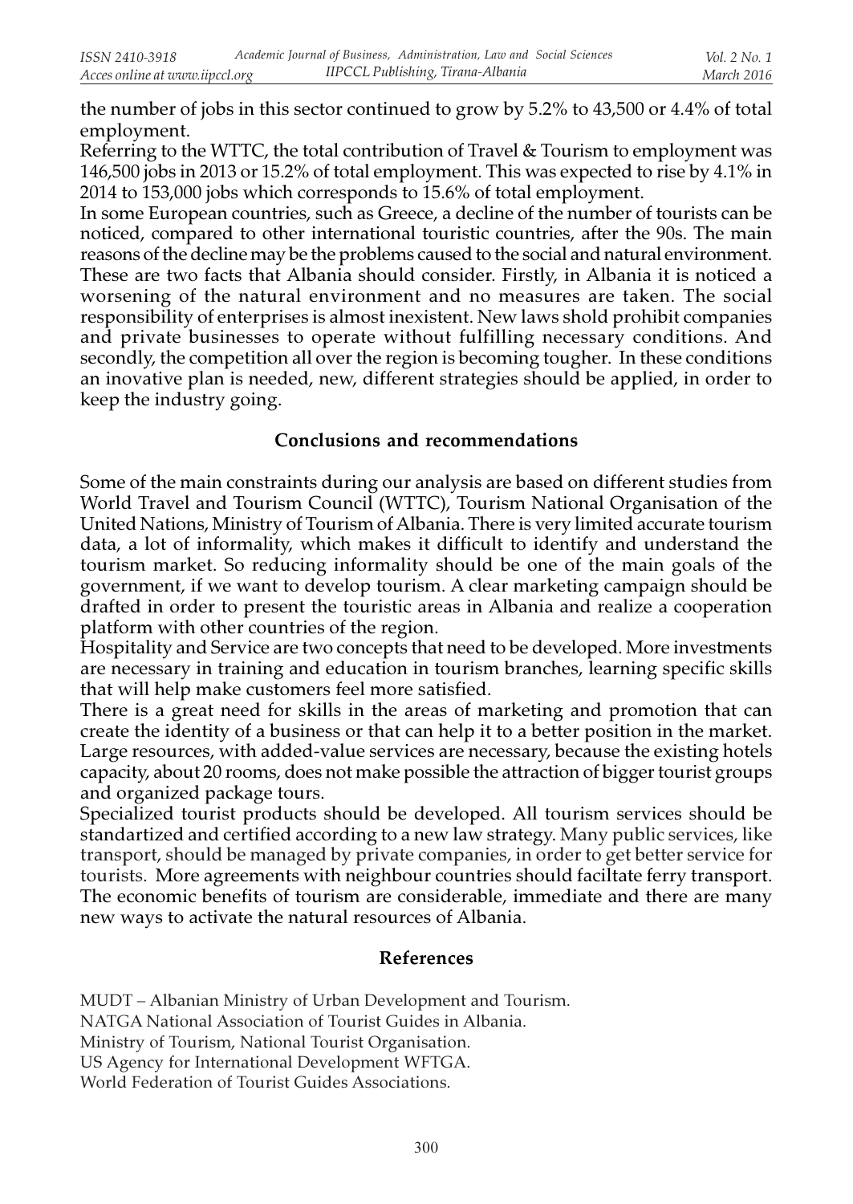the number of jobs in this sector continued to grow by 5.2% to 43,500 or 4.4% of total employment.

Referring to the WTTC, the total contribution of Travel & Tourism to employment was 146,500 jobs in 2013 or 15.2% of total employment. This was expected to rise by 4.1% in 2014 to 153,000 jobs which corresponds to 15.6% of total employment.

In some European countries, such as Greece, a decline of the number of tourists can be noticed, compared to other international touristic countries, after the 90s. The main reasons of the decline may be the problems caused to the social and natural environment. These are two facts that Albania should consider. Firstly, in Albania it is noticed a worsening of the natural environment and no measures are taken. The social responsibility of enterprises is almost inexistent. New laws shold prohibit companies and private businesses to operate without fulfilling necessary conditions. And secondly, the competition all over the region is becoming tougher. In these conditions an inovative plan is needed, new, different strategies should be applied, in order to keep the industry going.

## Conclusions and recommendations

Some of the main constraints during our analysis are based on different studies from World Travel and Tourism Council (WTTC), Tourism National Organisation of the United Nations, Ministry of Tourism of Albania. There is very limited accurate tourism data, a lot of informality, which makes it difficult to identify and understand the tourism market. So reducing informality should be one of the main goals of the government, if we want to develop tourism. A clear marketing campaign should be drafted in order to present the touristic areas in Albania and realize a cooperation platform with other countries of the region.

Hospitality and Service are two concepts that need to be developed. More investments are necessary in training and education in tourism branches, learning specific skills that will help make customers feel more satisfied.

There is a great need for skills in the areas of marketing and promotion that can create the identity of a business or that can help it to a better position in the market. Large resources, with added-value services are necessary, because the existing hotels capacity, about 20 rooms, does not make possible the attraction of bigger tourist groups and organized package tours.

Specialized tourist products should be developed. All tourism services should be standartized and certified according to a new law strategy. Many public services, like transport, should be managed by private companies, in order to get better service for tourists. More agreements with neighbour countries should faciltate ferry transport. The economic benefits of tourism are considerable, immediate and there are many new ways to activate the natural resources of Albania.

## References

MUDT – Albanian Ministry of Urban Development and Tourism.

NATGA National Association of Tourist Guides in Albania.

Ministry of Tourism, National Tourist Organisation.

US Agency for International Development WFTGA.

World Federation of Tourist Guides Associations.